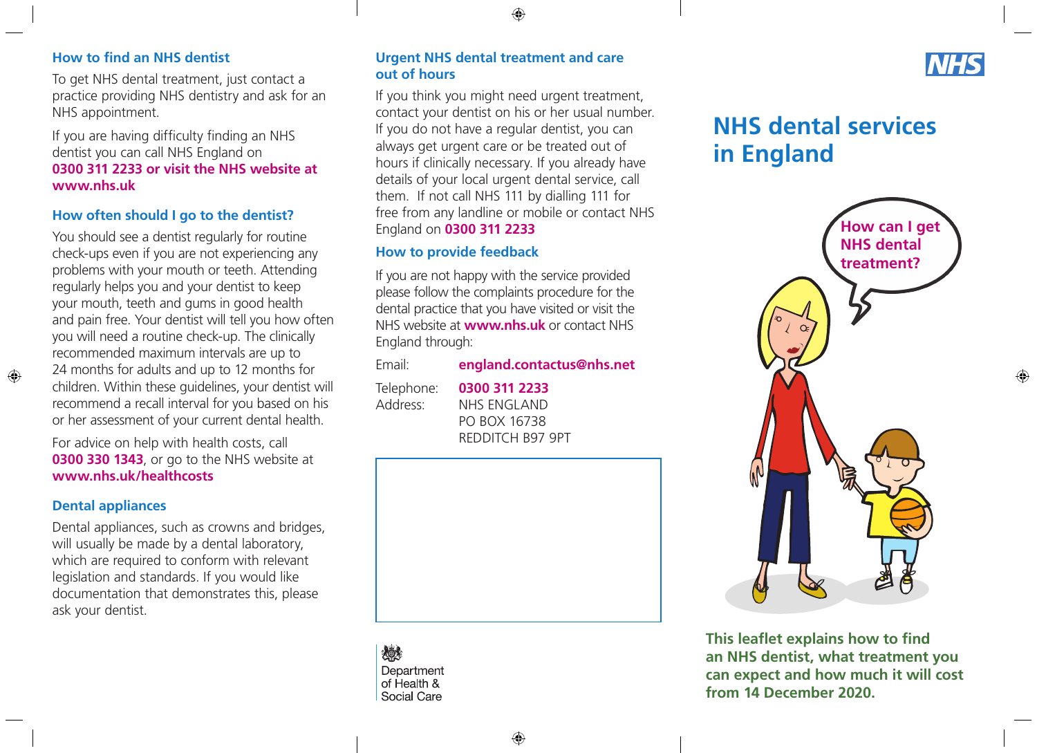## How to find an NHS dentist

To get NHS dental treatment, just contact a practice providing NHS dentistry and ask for an NHS appointment.

If you are having difficulty finding an NHS dentist you can call NHS England on **0300 311 2233 or visit the NHS website at www.nhs.uk**

## How often should I go to the dentist?

You should see a dentist regularly for routine check-ups even if you are not experiencing any problems with your mouth or teeth. Attending regularly helps you and your dentist to keep your mouth, teeth and gums in good health and pain free. Your dentist will tell you how often you will need a routine check-up. The clinically recommended maximum intervals are up to 24 months for adults and up to 12 months for children. Within these guidelines, your dentist will recommend a recall interval for you based on his or her assessment of your current dental health.

For advice on help with health costs, call **0300 330 1343**, or go to the NHS website at **www.nhs.uk/healthcosts**

## Dental appliances

Dental appliances, such as crowns and bridges, will usually be made by a dental laboratory, which are required to conform with relevant legislation and standards. If you would like documentation that demonstrates this, please ask your dentist.

## Urgent NHS dental treatment and care out of hours

If you think you might need urgent treatment, contact your dentist on his or her usual number. If you do not have a regular dentist, you can always get urgent care or be treated out of hours if clinically necessary. If you already have details of your local urgent dental service, call them. If not call NHS 111 by dialling 111 for free from any landline or mobile or contact NHS England on **0300 311 2233**

## How to provide feedback

If you are not happy with the service provided please follow the complaints procedure for the dental practice that you have visited or visit the NHS website at **www.nhs.uk** or contact NHS England through:

Email: **england.contactus@nhs.net**

Telephone: **0300 311 2233**

Address: NHS ENGLAND
PO BOX 16738
REDDITCH B97 9PT

Department of Health & Social Care

NHS

# NHS dental services in England

How can I get NHS dental treatment?

**This leaflet explains how to find an NHS dentist, what treatment you can expect and how much it will cost from 14 December 2020.**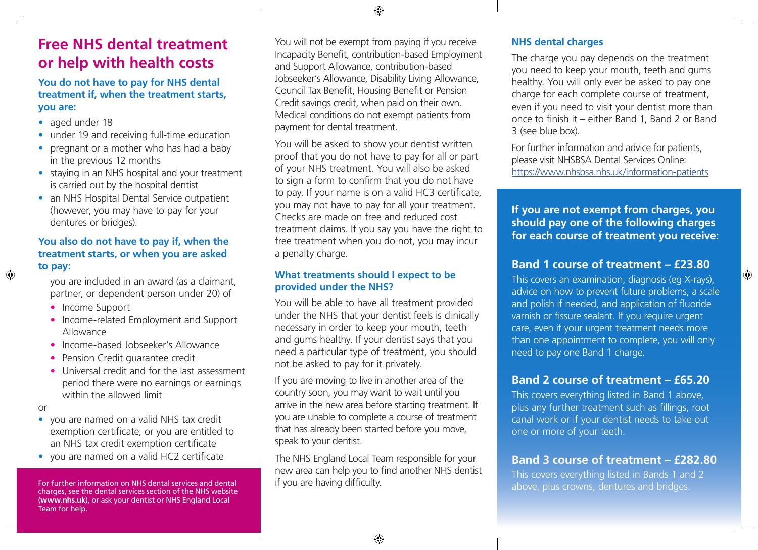# Free NHS dental treatment or help with health costs

### You do not have to pay for NHS dental treatment if, when the treatment starts, you are:

- aged under 18
- under 19 and receiving full-time education
- pregnant or a mother who has had a baby in the previous 12 months
- staying in an NHS hospital and your treatment is carried out by the hospital dentist
- an NHS Hospital Dental Service outpatient (however, you may have to pay for your dentures or bridges).

### You also do not have to pay if, when the treatment starts, or when you are asked to pay:

you are included in an award (as a claimant, partner, or dependent person under 20) of

- Income Support
- Income-related Employment and Support Allowance
- Income-based Jobseeker's Allowance
- Pension Credit guarantee credit
- Universal credit and for the last assessment period there were no earnings or earnings within the allowed limit

or

- you are named on a valid NHS tax credit exemption certificate, or you are entitled to an NHS tax credit exemption certificate
- you are named on a valid HC2 certificate

For further information on NHS dental services and dental charges, see the dental services section of the NHS website (**www.nhs.uk**), or ask your dentist or NHS England Local Team for help.

You will not be exempt from paying if you receive Incapacity Benefit, contribution-based Employment and Support Allowance, contribution-based Jobseeker's Allowance, Disability Living Allowance, Council Tax Benefit, Housing Benefit or Pension Credit savings credit, when paid on their own. Medical conditions do not exempt patients from payment for dental treatment.

You will be asked to show your dentist written proof that you do not have to pay for all or part of your NHS treatment. You will also be asked to sign a form to confirm that you do not have to pay. If your name is on a valid HC3 certificate, you may not have to pay for all your treatment. Checks are made on free and reduced cost treatment claims. If you say you have the right to free treatment when you do not, you may incur a penalty charge.

### What treatments should I expect to be provided under the NHS?

You will be able to have all treatment provided under the NHS that your dentist feels is clinically necessary in order to keep your mouth, teeth and gums healthy. If your dentist says that you need a particular type of treatment, you should not be asked to pay for it privately.

If you are moving to live in another area of the country soon, you may want to wait until you arrive in the new area before starting treatment. If you are unable to complete a course of treatment that has already been started before you move, speak to your dentist.

The NHS England Local Team responsible for your new area can help you to find another NHS dentist if you are having difficulty.

### NHS dental charges

The charge you pay depends on the treatment you need to keep your mouth, teeth and gums healthy. You will only ever be asked to pay one charge for each complete course of treatment, even if you need to visit your dentist more than once to finish it – either Band 1, Band 2 or Band 3 (see blue box).

For further information and advice for patients, please visit NHSBSA Dental Services Online: https://www.nhsbsa.nhs.uk/information-patients

**If you are not exempt from charges, you should pay one of the following charges for each course of treatment you receive:**

### Band 1 course of treatment – £23.80

This covers an examination, diagnosis (eg X-rays), advice on how to prevent future problems, a scale and polish if needed, and application of fluoride varnish or fissure sealant. If you require urgent care, even if your urgent treatment needs more than one appointment to complete, you will only need to pay one Band 1 charge.

### Band 2 course of treatment – £65.20

This covers everything listed in Band 1 above, plus any further treatment such as fillings, root canal work or if your dentist needs to take out one or more of your teeth.

### Band 3 course of treatment – £282.80

This covers everything listed in Bands 1 and 2 above, plus crowns, dentures and bridges.